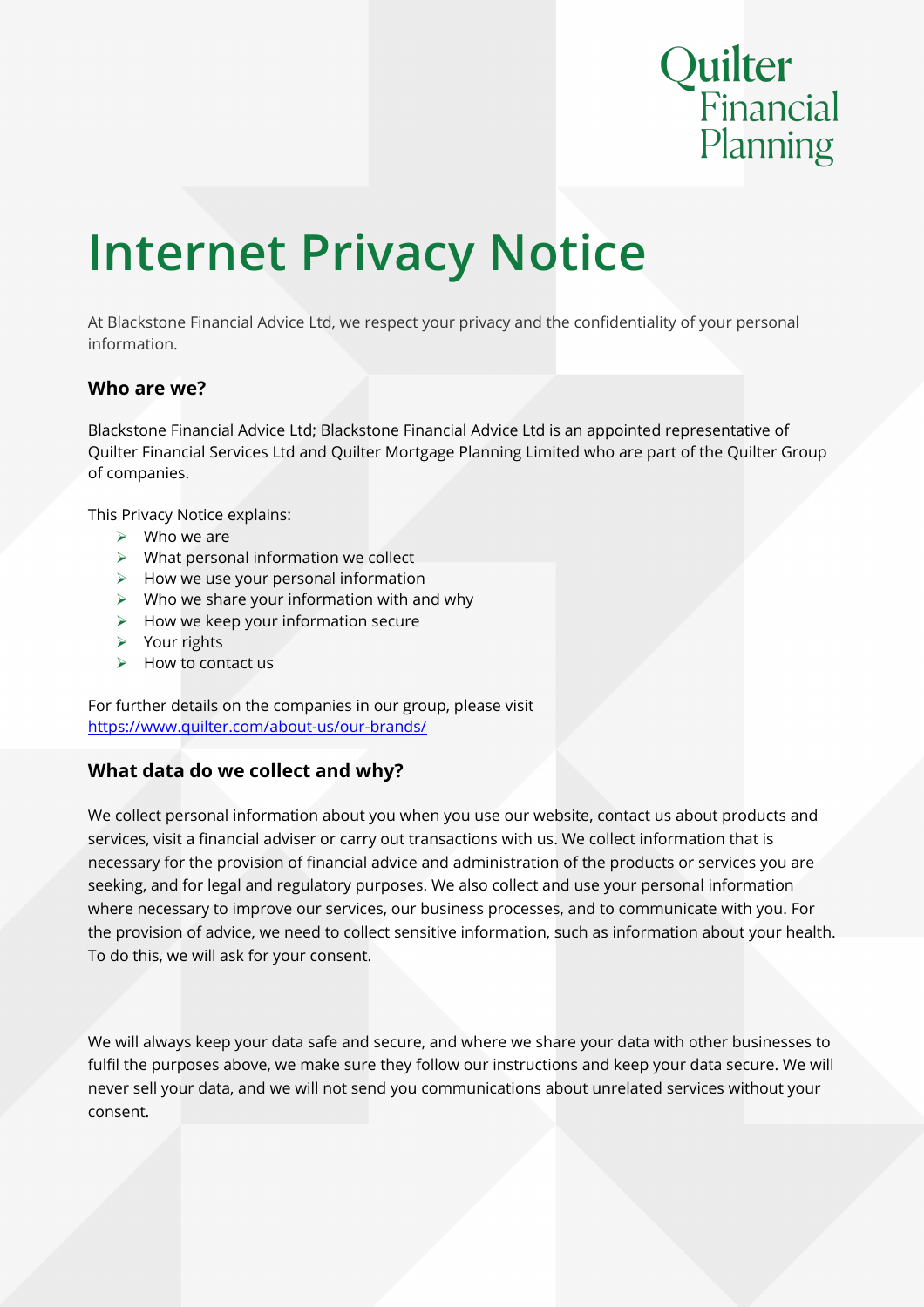Quilter Financial Planning

# Internet Privacy Notice

At Blackstone Financial Advice Ltd, we respect your privacy and the confidentiality of your personal information.

### Who are we?

Blackstone Financial Advice Ltd; Blackstone Financial Advice Ltd is an appointed representative of Quilter Financial Services Ltd and Quilter Mortgage Planning Limited who are part of the Quilter Group of companies.

This Privacy Notice explains:

- Who we are
- What personal information we collect
- How we use your personal information
- Who we share your information with and why
- How we keep your information secure
- Your rights
- How to contact us

For further details on the companies in our group, please visit [https://www.quilter.com/about-us/our-brands/](https://www.quilter.com/about-us/our-brands/)

### What data do we collect and why?

We collect personal information about you when you use our website, contact us about products and services, visit a financial adviser or carry out transactions with us. We collect information that is necessary for the provision of financial advice and administration of the products or services you are seeking, and for legal and regulatory purposes. We also collect and use your personal information where necessary to improve our services, our business processes, and to communicate with you. For the provision of advice, we need to collect sensitive information, such as information about your health. To do this, we will ask for your consent.

We will always keep your data safe and secure, and where we share your data with other businesses to fulfil the purposes above, we make sure they follow our instructions and keep your data secure. We will never sell your data, and we will not send you communications about unrelated services without your consent.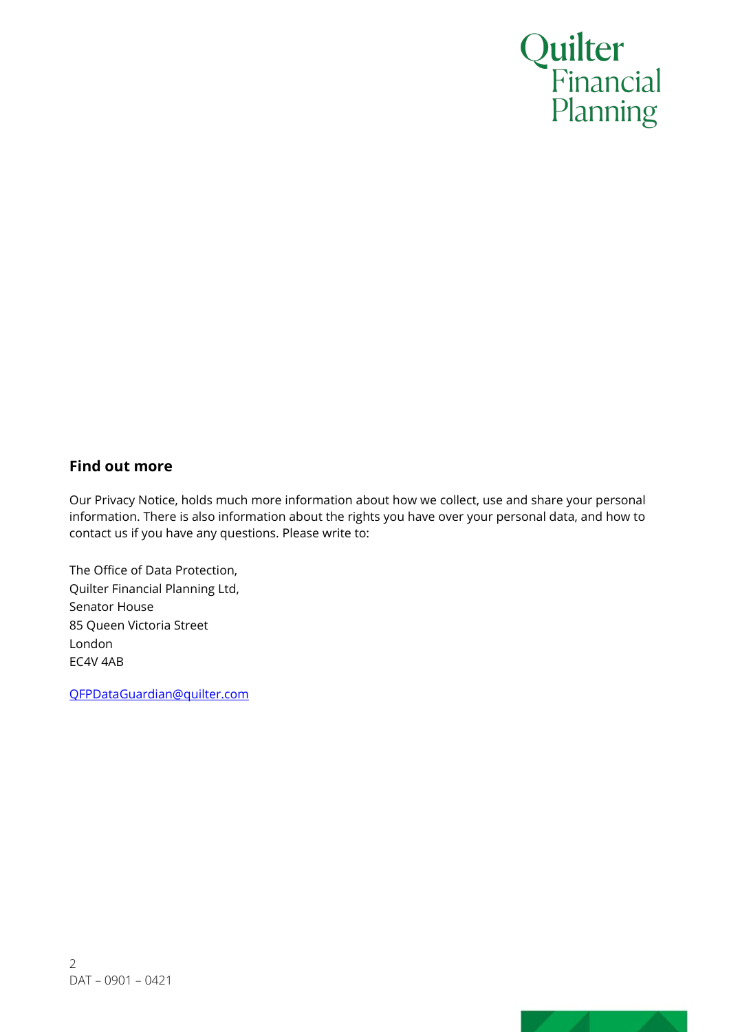## Find out more

Our Privacy Notice, holds much more information about how we collect, use and share your personal information. There is also information about the rights you have over your personal data, and how to contact us if you have any questions. Please write to:

The Office of Data Protection,
Quilter Financial Planning Ltd,
Senator House
85 Queen Victoria Street
London
EC4V 4AB

QFPDataGuardian@quilter.com

DAT – 0901 – 0421